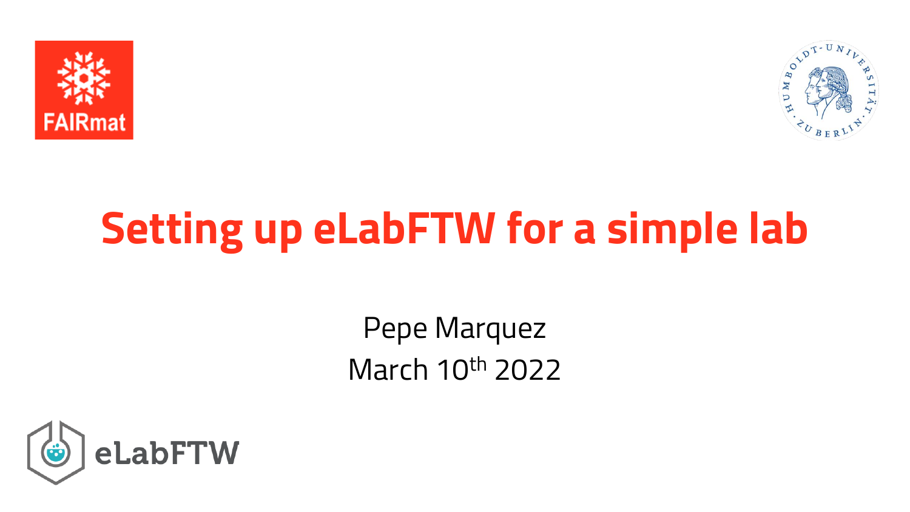# Setting up eLabFTW for a simple lab

Pepe Marquez

March 10th 2022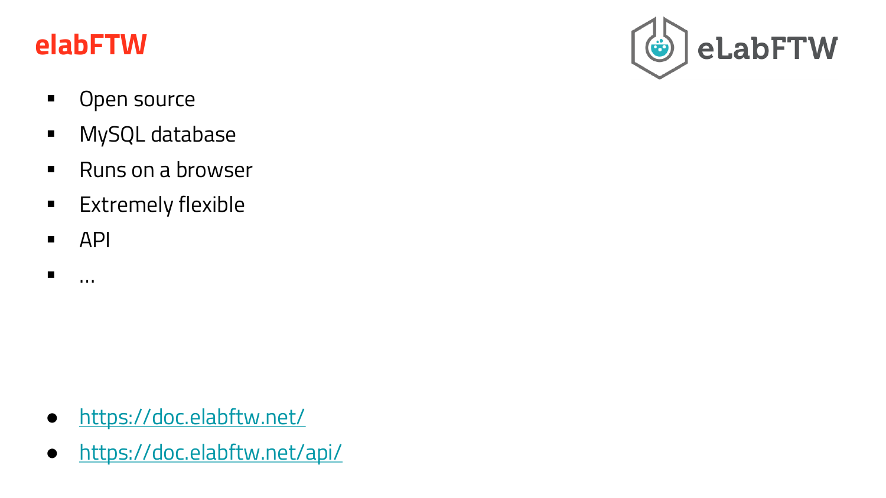# elabFTW

- Open source
- MySQL database
- Runs on a browser
- Extremely flexible
- API
- ...

- https://doc.elabftw.net/
- https://doc.elabftw.net/api/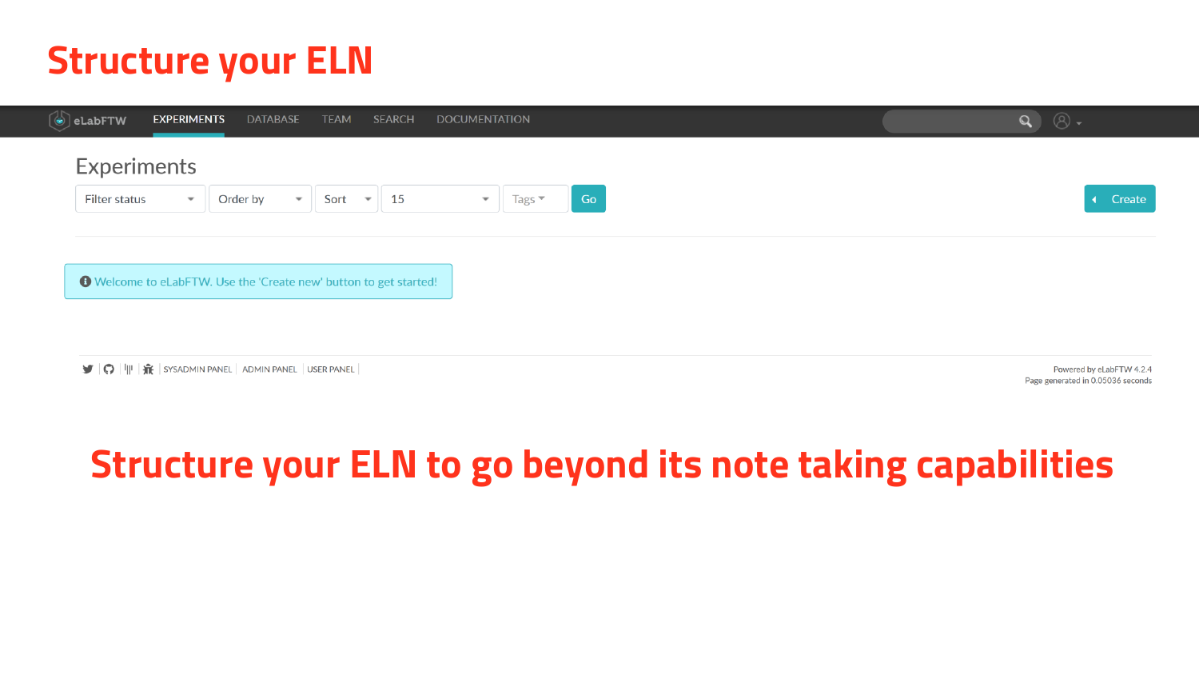# Structure your ELN

eLabFTW | EXPERIMENTS | DATABASE | TEAM | SEARCH | DOCUMENTATION

## Experiments

Filter status | Order by | Sort | 15 | Tags | Go | Create

Welcome to eLabFTW. Use the 'Create new' button to get started!

SYSADMIN PANEL | ADMIN PANEL | USER PANEL

Powered by eLabFTW 4.2.4
Page generated in 0.05036 seconds

## Structure your ELN to go beyond its note taking capabilities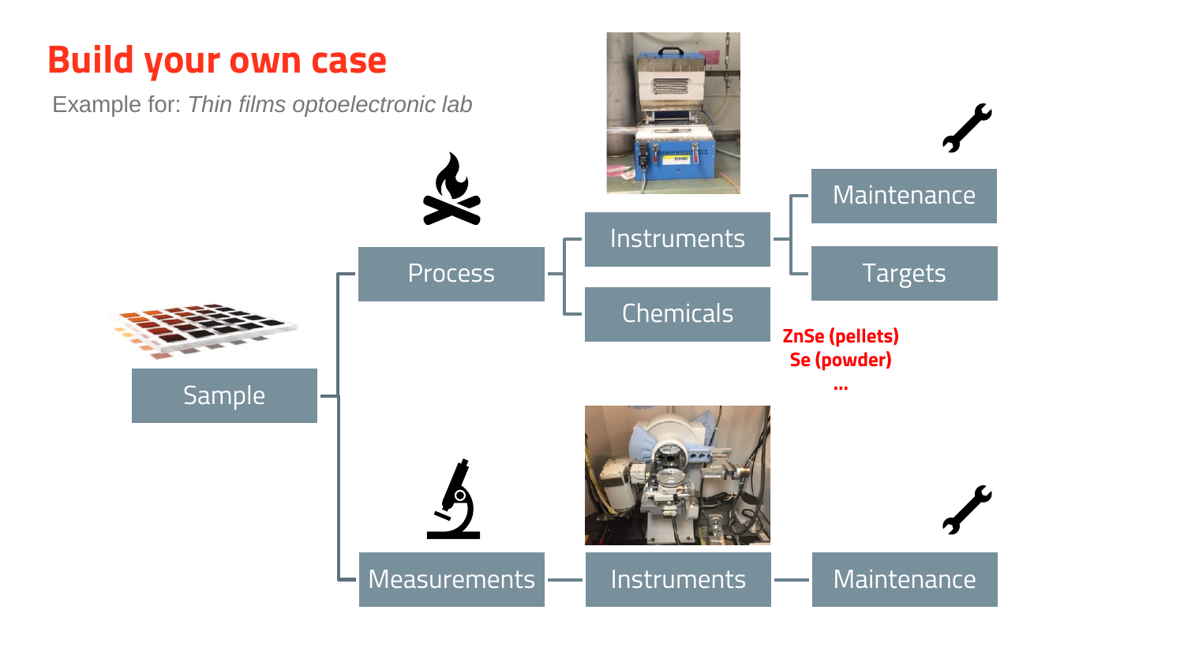# Build your own case

Example for: *Thin films optoelectronic lab*

- Sample
  - Process
    - Instruments
      - Maintenance
      - Targets
    - Chemicals
      - ZnSe (pellets)
      - Se (powder)
      - ...
  - Measurements
    - Instruments
      - Maintenance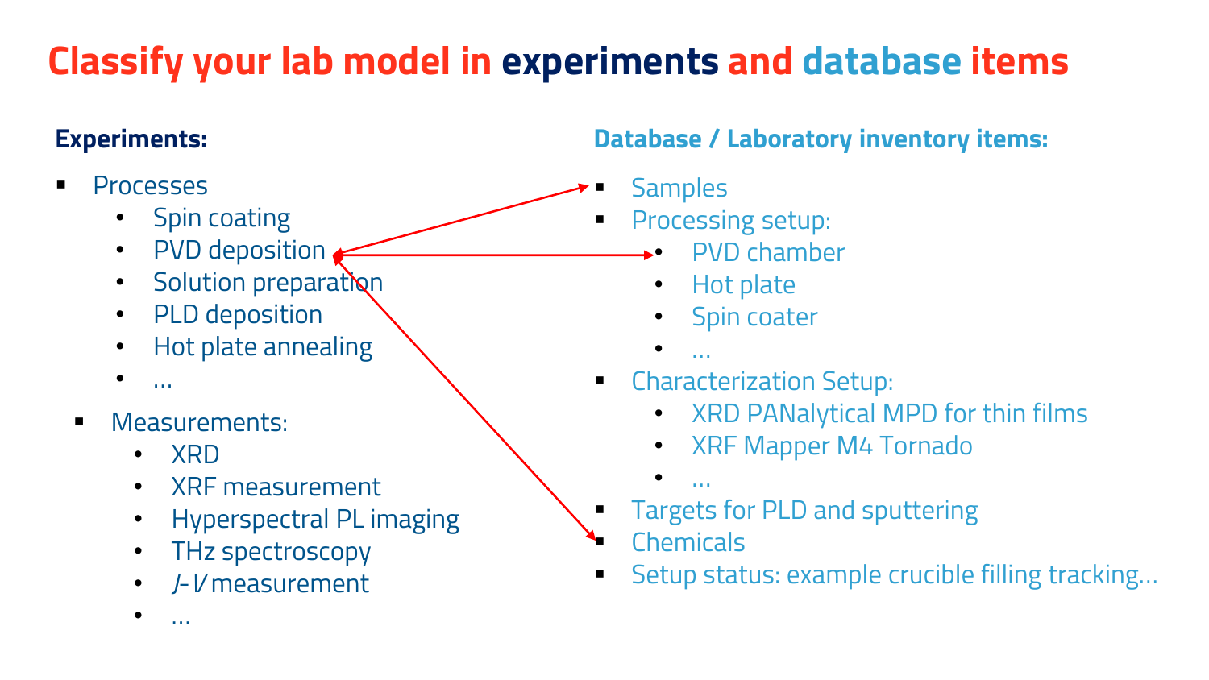# Classify your lab model in experiments and database items

## Experiments:

- Processes
  - Spin coating
  - PVD deposition
  - Solution preparation
  - PLD deposition
  - Hot plate annealing
  - …
- Measurements:
  - XRD
  - XRF measurement
  - Hyperspectral PL imaging
  - THz spectroscopy
  - *J*-*V* measurement
  - …

## Database / Laboratory inventory items:

- Samples
- Processing setup:
  - PVD chamber
  - Hot plate
  - Spin coater
  - …
- Characterization Setup:
  - XRD PANalytical MPD for thin films
  - XRF Mapper M4 Tornado
  - …
- Targets for PLD and sputtering
- Chemicals
- Setup status: example crucible filling tracking…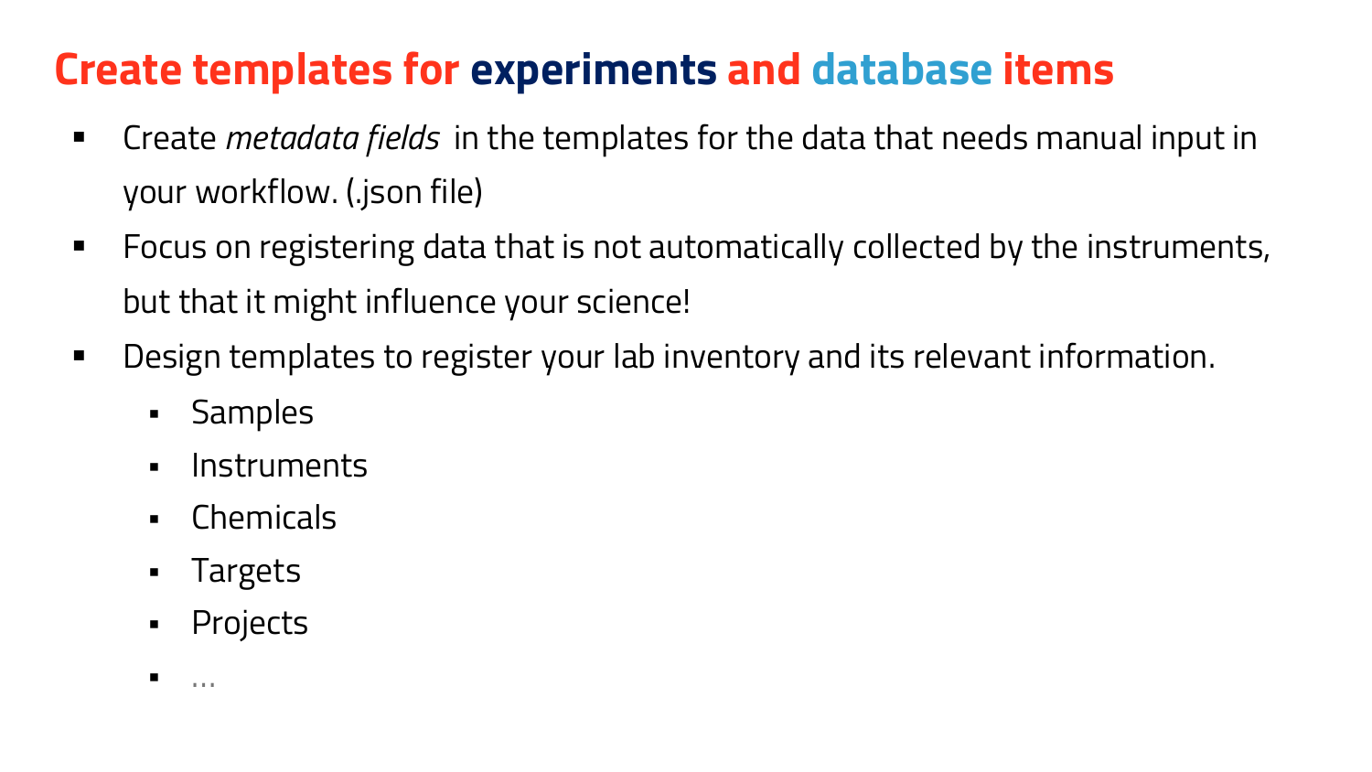# Create templates for experiments and database items

- Create *metadata fields* in the templates for the data that needs manual input in your workflow. (.json file)
- Focus on registering data that is not automatically collected by the instruments, but that it might influence your science!
- Design templates to register your lab inventory and its relevant information.
  - Samples
  - Instruments
  - Chemicals
  - Targets
  - Projects
  - …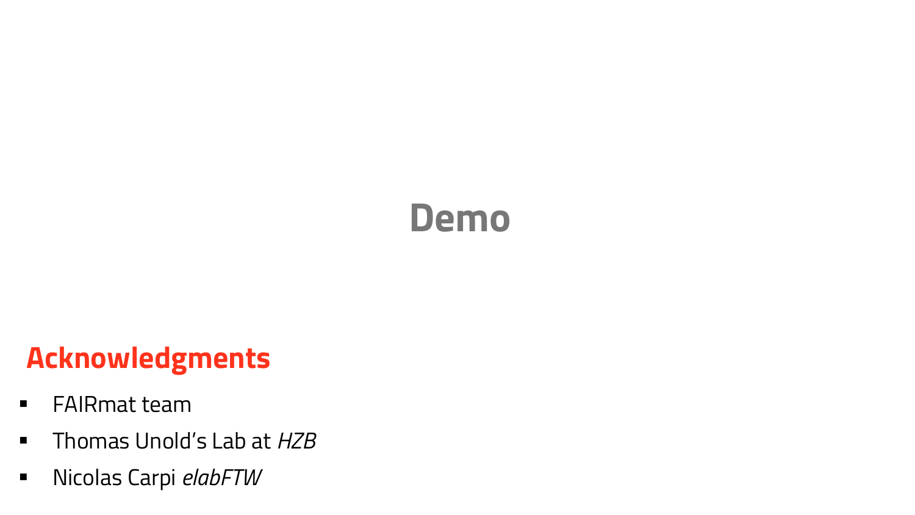# Demo

## Acknowledgments

- FAIRmat team
- Thomas Unold's Lab at *HZB*
- Nicolas Carpi *elabFTW*